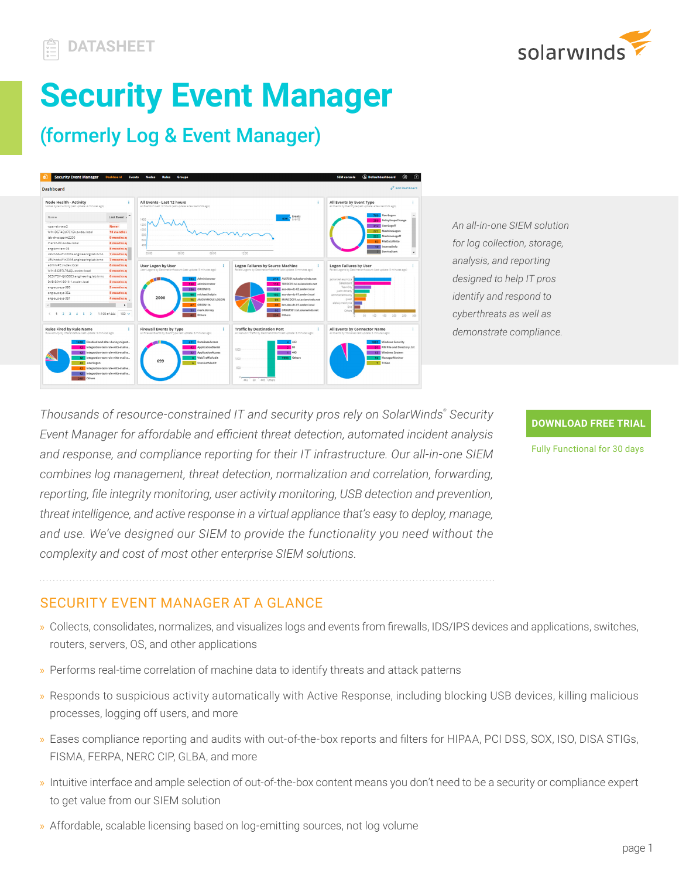DATASHEET

# Security Event Manager

## (formerly Log & Event Manager)

*An all-in-one SIEM solution for log collection, storage, analysis, and reporting designed to help IT pros identify and respond to cyberthreats as well as demonstrate compliance.*

*Thousands of resource-constrained IT and security pros rely on SolarWinds® Security Event Manager for affordable and efficient threat detection, automated incident analysis and response, and compliance reporting for their IT infrastructure. Our all-in-one SIEM combines log management, threat detection, normalization and correlation, forwarding, reporting, file integrity monitoring, user activity monitoring, USB detection and prevention, threat intelligence, and active response in a virtual appliance that's easy to deploy, manage, and use. We've designed our SIEM to provide the functionality you need without the complexity and cost of most other enterprise SIEM solutions.*

**DOWNLOAD FREE TRIAL**

Fully Functional for 30 days

## SECURITY EVENT MANAGER AT A GLANCE

- Collects, consolidates, normalizes, and visualizes logs and events from firewalls, IDS/IPS devices and applications, switches, routers, servers, OS, and other applications
- Performs real-time correlation of machine data to identify threats and attack patterns
- Responds to suspicious activity automatically with Active Response, including blocking USB devices, killing malicious processes, logging off users, and more
- Eases compliance reporting and audits with out-of-the-box reports and filters for HIPAA, PCI DSS, SOX, ISO, DISA STIGs, FISMA, FERPA, NERC CIP, GLBA, and more
- Intuitive interface and ample selection of out-of-the-box content means you don't need to be a security or compliance expert to get value from our SIEM solution
- Affordable, scalable licensing based on log-emitting sources, not log volume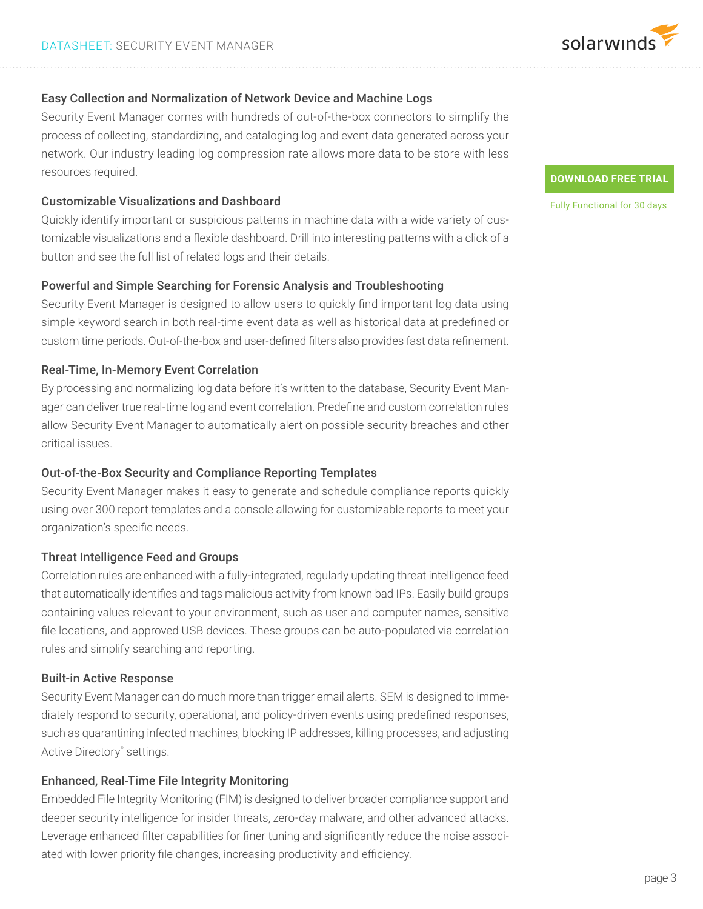### Easy Collection and Normalization of Network Device and Machine Logs

Security Event Manager comes with hundreds of out-of-the-box connectors to simplify the process of collecting, standardizing, and cataloging log and event data generated across your network. Our industry leading log compression rate allows more data to be store with less resources required.

**DOWNLOAD FREE TRIAL**

Fully Functional for 30 days

### Customizable Visualizations and Dashboard

Quickly identify important or suspicious patterns in machine data with a wide variety of customizable visualizations and a flexible dashboard. Drill into interesting patterns with a click of a button and see the full list of related logs and their details.

### Powerful and Simple Searching for Forensic Analysis and Troubleshooting

Security Event Manager is designed to allow users to quickly find important log data using simple keyword search in both real-time event data as well as historical data at predefined or custom time periods. Out-of-the-box and user-defined filters also provides fast data refinement.

### Real-Time, In-Memory Event Correlation

By processing and normalizing log data before it's written to the database, Security Event Manager can deliver true real-time log and event correlation. Predefine and custom correlation rules allow Security Event Manager to automatically alert on possible security breaches and other critical issues.

### Out-of-the-Box Security and Compliance Reporting Templates

Security Event Manager makes it easy to generate and schedule compliance reports quickly using over 300 report templates and a console allowing for customizable reports to meet your organization's specific needs.

### Threat Intelligence Feed and Groups

Correlation rules are enhanced with a fully-integrated, regularly updating threat intelligence feed that automatically identifies and tags malicious activity from known bad IPs. Easily build groups containing values relevant to your environment, such as user and computer names, sensitive file locations, and approved USB devices. These groups can be auto-populated via correlation rules and simplify searching and reporting.

### Built-in Active Response

Security Event Manager can do much more than trigger email alerts. SEM is designed to immediately respond to security, operational, and policy-driven events using predefined responses, such as quarantining infected machines, blocking IP addresses, killing processes, and adjusting Active Directory® settings.

### Enhanced, Real-Time File Integrity Monitoring

Embedded File Integrity Monitoring (FIM) is designed to deliver broader compliance support and deeper security intelligence for insider threats, zero-day malware, and other advanced attacks. Leverage enhanced filter capabilities for finer tuning and significantly reduce the noise associated with lower priority file changes, increasing productivity and efficiency.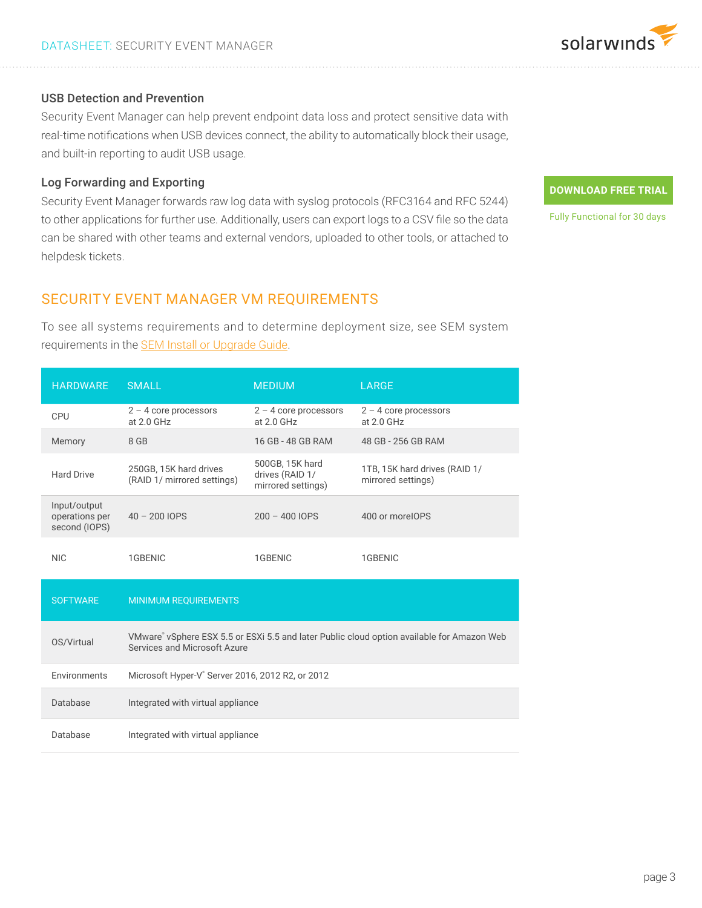### USB Detection and Prevention

Security Event Manager can help prevent endpoint data loss and protect sensitive data with real-time notifications when USB devices connect, the ability to automatically block their usage, and built-in reporting to audit USB usage.

### Log Forwarding and Exporting

Security Event Manager forwards raw log data with syslog protocols (RFC3164 and RFC 5244) to other applications for further use. Additionally, users can export logs to a CSV file so the data can be shared with other teams and external vendors, uploaded to other tools, or attached to helpdesk tickets.

**DOWNLOAD FREE TRIAL**

Fully Functional for 30 days

## SECURITY EVENT MANAGER VM REQUIREMENTS

To see all systems requirements and to determine deployment size, see SEM system requirements in the [SEM Install or Upgrade Guide](SEM Install or Upgrade Guide).

| HARDWARE | SMALL | MEDIUM | LARGE |
|---|---|---|---|
| CPU | 2 – 4 core processors at 2.0 GHz | 2 – 4 core processors at 2.0 GHz | 2 – 4 core processors at 2.0 GHz |
| Memory | 8 GB | 16 GB - 48 GB RAM | 48 GB - 256 GB RAM |
| Hard Drive | 250GB, 15K hard drives (RAID 1/ mirrored settings) | 500GB, 15K hard drives (RAID 1/ mirrored settings) | 1TB, 15K hard drives (RAID 1/ mirrored settings) |
| Input/output operations per second (IOPS) | 40 – 200 IOPS | 200 – 400 IOPS | 400 or moreIOPS |
| NIC | 1GBENIC | 1GBENIC | 1GBENIC |

| SOFTWARE | MINIMUM REQUIREMENTS |
|---|---|
| OS/Virtual | VMware® vSphere ESX 5.5 or ESXi 5.5 and later Public cloud option available for Amazon Web Services and Microsoft Azure |
| Environments | Microsoft Hyper-V® Server 2016, 2012 R2, or 2012 |
| Database | Integrated with virtual appliance |
| Database | Integrated with virtual appliance |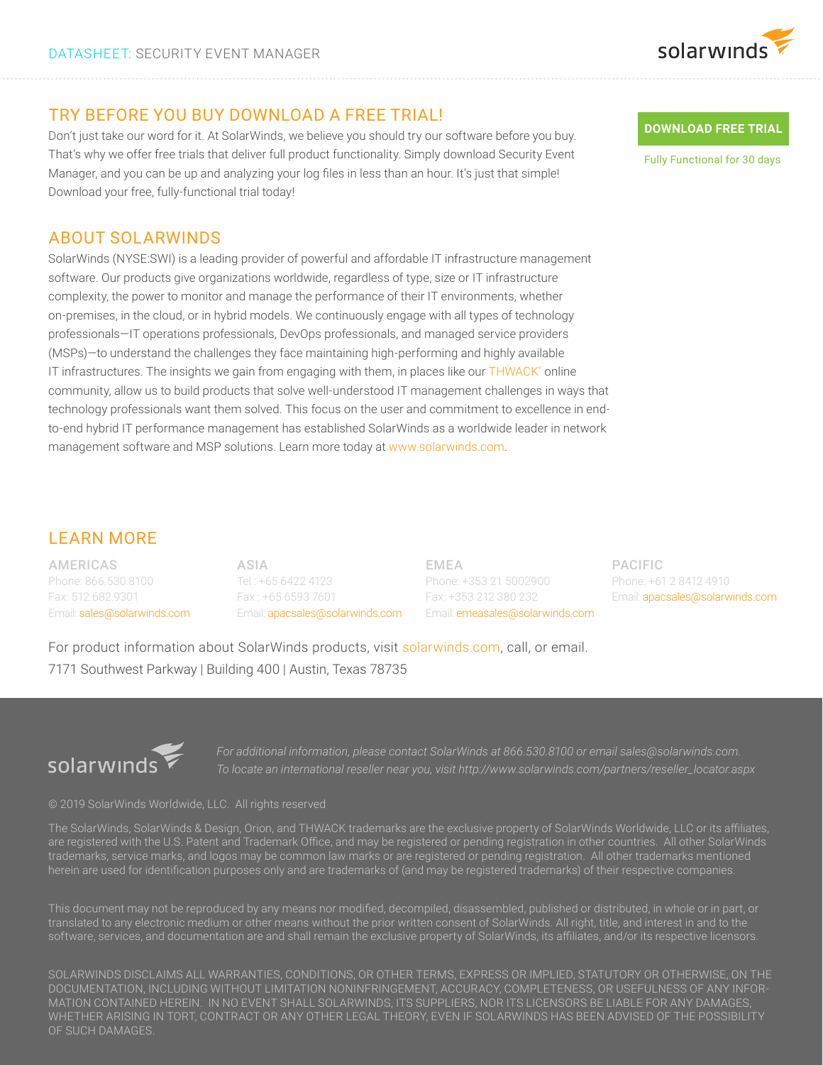## TRY BEFORE YOU BUY DOWNLOAD A FREE TRIAL!

Don't just take our word for it. At SolarWinds, we believe you should try our software before you buy. That's why we offer free trials that deliver full product functionality. Simply download Security Event Manager, and you can be up and analyzing your log files in less than an hour. It's just that simple! Download your free, fully-functional trial today!

**DOWNLOAD FREE TRIAL**

Fully Functional for 30 days

## ABOUT SOLARWINDS

SolarWinds (NYSE:SWI) is a leading provider of powerful and affordable IT infrastructure management software. Our products give organizations worldwide, regardless of type, size or IT infrastructure complexity, the power to monitor and manage the performance of their IT environments, whether on-premises, in the cloud, or in hybrid models. We continuously engage with all types of technology professionals—IT operations professionals, DevOps professionals, and managed service providers (MSPs)—to understand the challenges they face maintaining high-performing and highly available IT infrastructures. The insights we gain from engaging with them, in places like our THWACK® online community, allow us to build products that solve well-understood IT management challenges in ways that technology professionals want them solved. This focus on the user and commitment to excellence in end-to-end hybrid IT performance management has established SolarWinds as a worldwide leader in network management software and MSP solutions. Learn more today at www.solarwinds.com.

## LEARN MORE

**AMERICAS**
Phone: 866.530.8100
Fax: 512.682.9301
Email: sales@solarwinds.com

**ASIA**
Tel : +65 6422 4123
Fax : +65 6593 7601
Email: apacsales@solarwinds.com

**EMEA**
Phone: +353 21 5002900
Fax: +353 212 380 232
Email: emeasales@solarwinds.com

**PACIFIC**
Phone: +61 2 8412 4910
Email: apacsales@solarwinds.com

For product information about SolarWinds products, visit solarwinds.com, call, or email.
7171 Southwest Parkway | Building 400 | Austin, Texas 78735

*For additional information, please contact SolarWinds at 866.530.8100 or email sales@solarwinds.com.*
*To locate an international reseller near you, visit http://www.solarwinds.com/partners/reseller_locator.aspx*

© 2019 SolarWinds Worldwide, LLC. All rights reserved

The SolarWinds, SolarWinds & Design, Orion, and THWACK trademarks are the exclusive property of SolarWinds Worldwide, LLC or its affiliates, are registered with the U.S. Patent and Trademark Office, and may be registered or pending registration in other countries. All other SolarWinds trademarks, service marks, and logos may be common law marks or are registered or pending registration. All other trademarks mentioned herein are used for identification purposes only and are trademarks of (and may be registered trademarks) of their respective companies.

This document may not be reproduced by any means nor modified, decompiled, disassembled, published or distributed, in whole or in part, or translated to any electronic medium or other means without the prior written consent of SolarWinds. All right, title, and interest in and to the software, services, and documentation are and shall remain the exclusive property of SolarWinds, its affiliates, and/or its respective licensors.

SOLARWINDS DISCLAIMS ALL WARRANTIES, CONDITIONS, OR OTHER TERMS, EXPRESS OR IMPLIED, STATUTORY OR OTHERWISE, ON THE DOCUMENTATION, INCLUDING WITHOUT LIMITATION NONINFRINGEMENT, ACCURACY, COMPLETENESS, OR USEFULNESS OF ANY INFORMATION CONTAINED HEREIN. IN NO EVENT SHALL SOLARWINDS, ITS SUPPLIERS, NOR ITS LICENSORS BE LIABLE FOR ANY DAMAGES, WHETHER ARISING IN TORT, CONTRACT OR ANY OTHER LEGAL THEORY, EVEN IF SOLARWINDS HAS BEEN ADVISED OF THE POSSIBILITY OF SUCH DAMAGES.